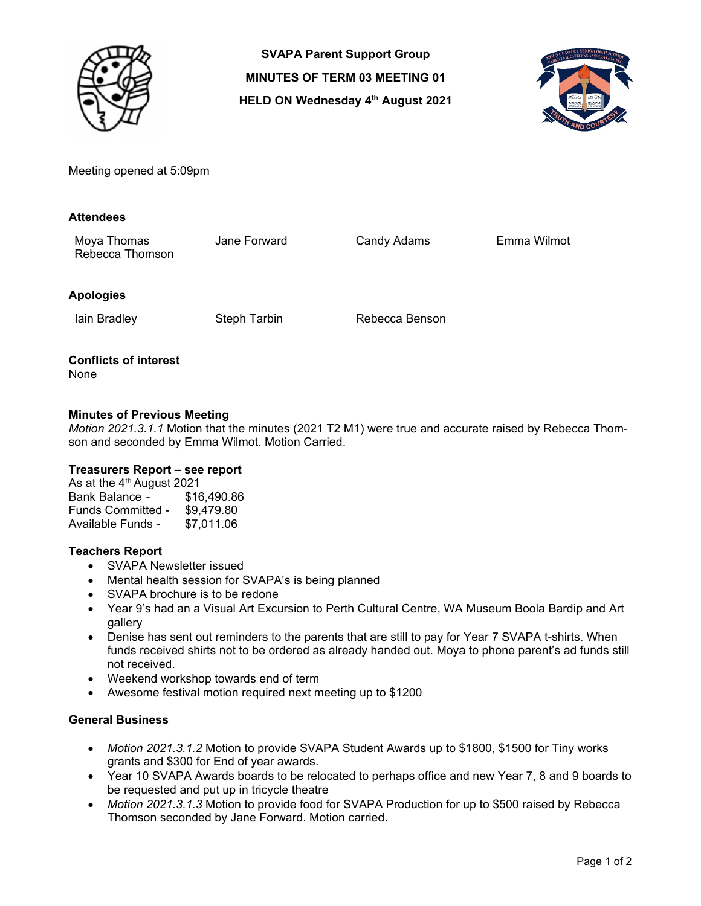# SVAPA Parent Support Group

## MINUTES OF TERM 03 MEETING 01

## HELD ON Wednesday 4th August 2021

Meeting opened at 5:09pm

### Attendees

Moya Thomas, Jane Forward, Candy Adams, Emma Wilmot, Rebecca Thomson

### Apologies

Iain Bradley, Steph Tarbin, Rebecca Benson

### Conflicts of interest

None

### Minutes of Previous Meeting

*Motion 2021.3.1.1* Motion that the minutes (2021 T2 M1) were true and accurate raised by Rebecca Thomson and seconded by Emma Wilmot. Motion Carried.

### Treasurers Report – see report

As at the 4th August 2021

| | |
|---|---|
| Bank Balance - | $16,490.86 |
| Funds Committed - | $9,479.80 |
| Available Funds - | $7,011.06 |

### Teachers Report

- SVAPA Newsletter issued
- Mental health session for SVAPA's is being planned
- SVAPA brochure is to be redone
- Year 9's had an a Visual Art Excursion to Perth Cultural Centre, WA Museum Boola Bardip and Art gallery
- Denise has sent out reminders to the parents that are still to pay for Year 7 SVAPA t-shirts. When funds received shirts not to be ordered as already handed out. Moya to phone parent's ad funds still not received.
- Weekend workshop towards end of term
- Awesome festival motion required next meeting up to $1200

### General Business

- *Motion 2021.3.1.2* Motion to provide SVAPA Student Awards up to $1800, $1500 for Tiny works grants and $300 for End of year awards.
- Year 10 SVAPA Awards boards to be relocated to perhaps office and new Year 7, 8 and 9 boards to be requested and put up in tricycle theatre
- *Motion 2021.3.1.3* Motion to provide food for SVAPA Production for up to $500 raised by Rebecca Thomson seconded by Jane Forward. Motion carried.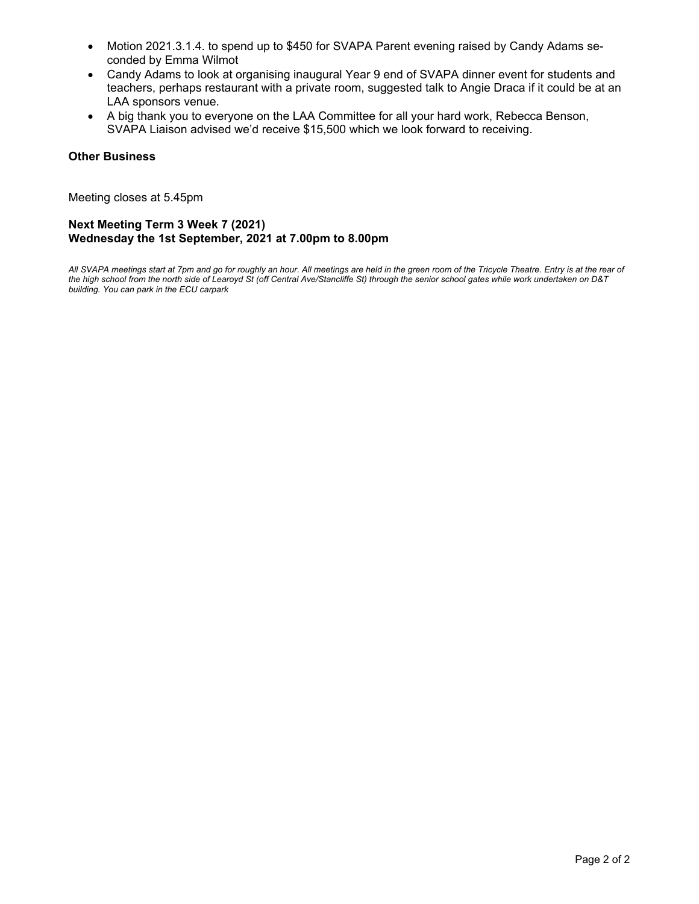- Motion 2021.3.1.4. to spend up to $450 for SVAPA Parent evening raised by Candy Adams seconded by Emma Wilmot
- Candy Adams to look at organising inaugural Year 9 end of SVAPA dinner event for students and teachers, perhaps restaurant with a private room, suggested talk to Angie Draca if it could be at an LAA sponsors venue.
- A big thank you to everyone on the LAA Committee for all your hard work, Rebecca Benson, SVAPA Liaison advised we'd receive $15,500 which we look forward to receiving.

**Other Business**

Meeting closes at 5.45pm

**Next Meeting Term 3 Week 7 (2021)**
**Wednesday the 1st September, 2021 at 7.00pm to 8.00pm**

*All SVAPA meetings start at 7pm and go for roughly an hour. All meetings are held in the green room of the Tricycle Theatre. Entry is at the rear of the high school from the north side of Learoyd St (off Central Ave/Stancliffe St) through the senior school gates while work undertaken on D&T building. You can park in the ECU carpark*